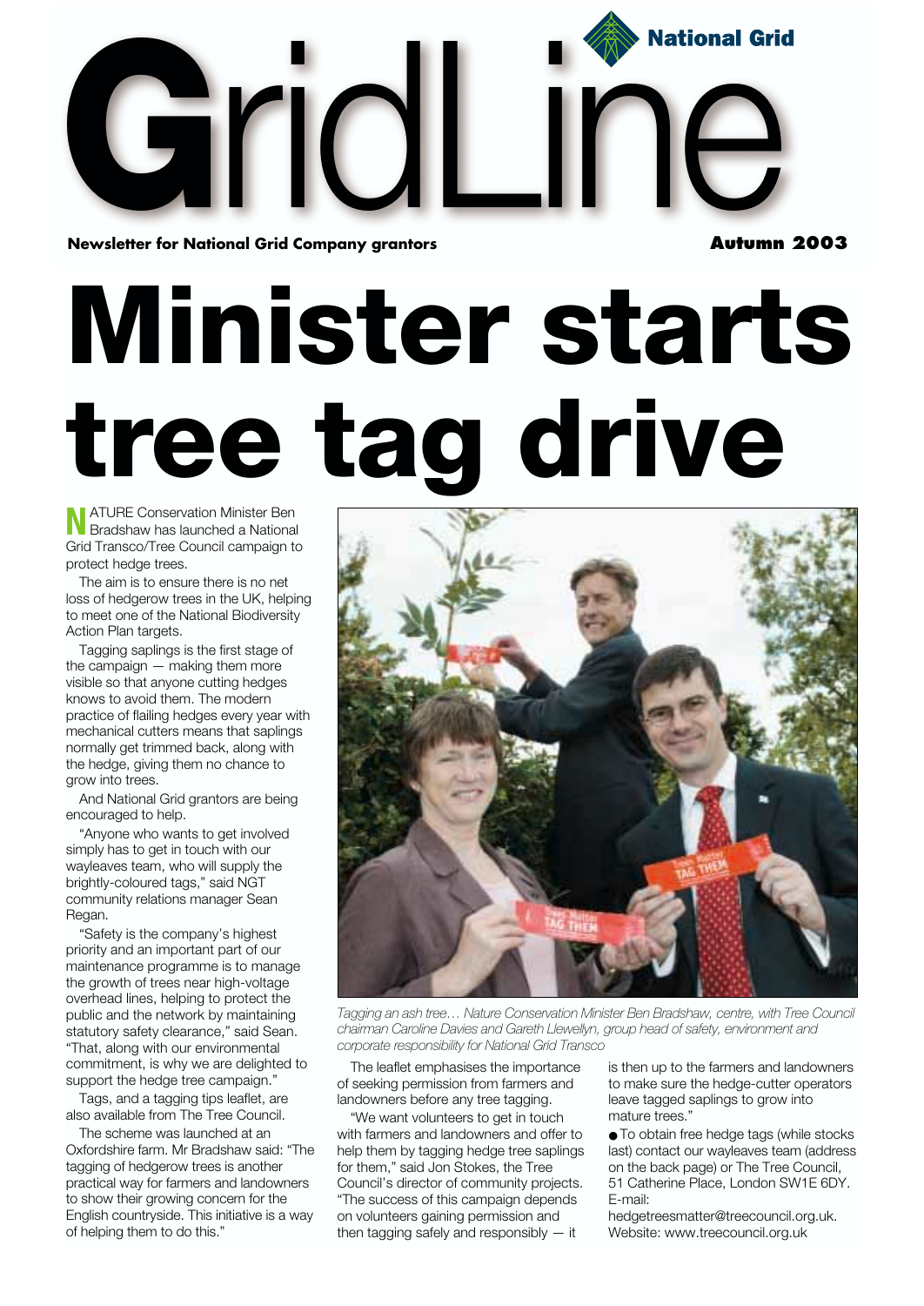# GridLine

National Grid

**Newsletter for National Grid Company grantors** **Autumn 2003**

# Minister starts tree tag drive

NATURE Conservation Minister Ben Bradshaw has launched a National Grid Transco/Tree Council campaign to protect hedge trees.

The aim is to ensure there is no net loss of hedgerow trees in the UK, helping to meet one of the National Biodiversity Action Plan targets.

Tagging saplings is the first stage of the campaign — making them more visible so that anyone cutting hedges knows to avoid them. The modern practice of flailing hedges every year with mechanical cutters means that saplings normally get trimmed back, along with the hedge, giving them no chance to grow into trees.

And National Grid grantors are being encouraged to help.

"Anyone who wants to get involved simply has to get in touch with our wayleaves team, who will supply the brightly-coloured tags," said NGT community relations manager Sean Regan.

"Safety is the company's highest priority and an important part of our maintenance programme is to manage the growth of trees near high-voltage overhead lines, helping to protect the public and the network by maintaining statutory safety clearance," said Sean. "That, along with our environmental commitment, is why we are delighted to support the hedge tree campaign."

Tags, and a tagging tips leaflet, are also available from The Tree Council.

The scheme was launched at an Oxfordshire farm. Mr Bradshaw said: "The tagging of hedgerow trees is another practical way for farmers and landowners to show their growing concern for the English countryside. This initiative is a way of helping them to do this."

*Tagging an ash tree… Nature Conservation Minister Ben Bradshaw, centre, with Tree Council chairman Caroline Davies and Gareth Llewellyn, group head of safety, environment and corporate responsibility for National Grid Transco*

The leaflet emphasises the importance of seeking permission from farmers and landowners before any tree tagging.

"We want volunteers to get in touch with farmers and landowners and offer to help them by tagging hedge tree saplings for them," said Jon Stokes, the Tree Council's director of community projects. "The success of this campaign depends on volunteers gaining permission and then tagging safely and responsibly — it is then up to the farmers and landowners to make sure the hedge-cutter operators leave tagged saplings to grow into mature trees."

- To obtain free hedge tags (while stocks last) contact our wayleaves team (address on the back page) or The Tree Council, 51 Catherine Place, London SW1E 6DY. E-mail: hedgetreesmatter@treecouncil.org.uk. Website: www.treecouncil.org.uk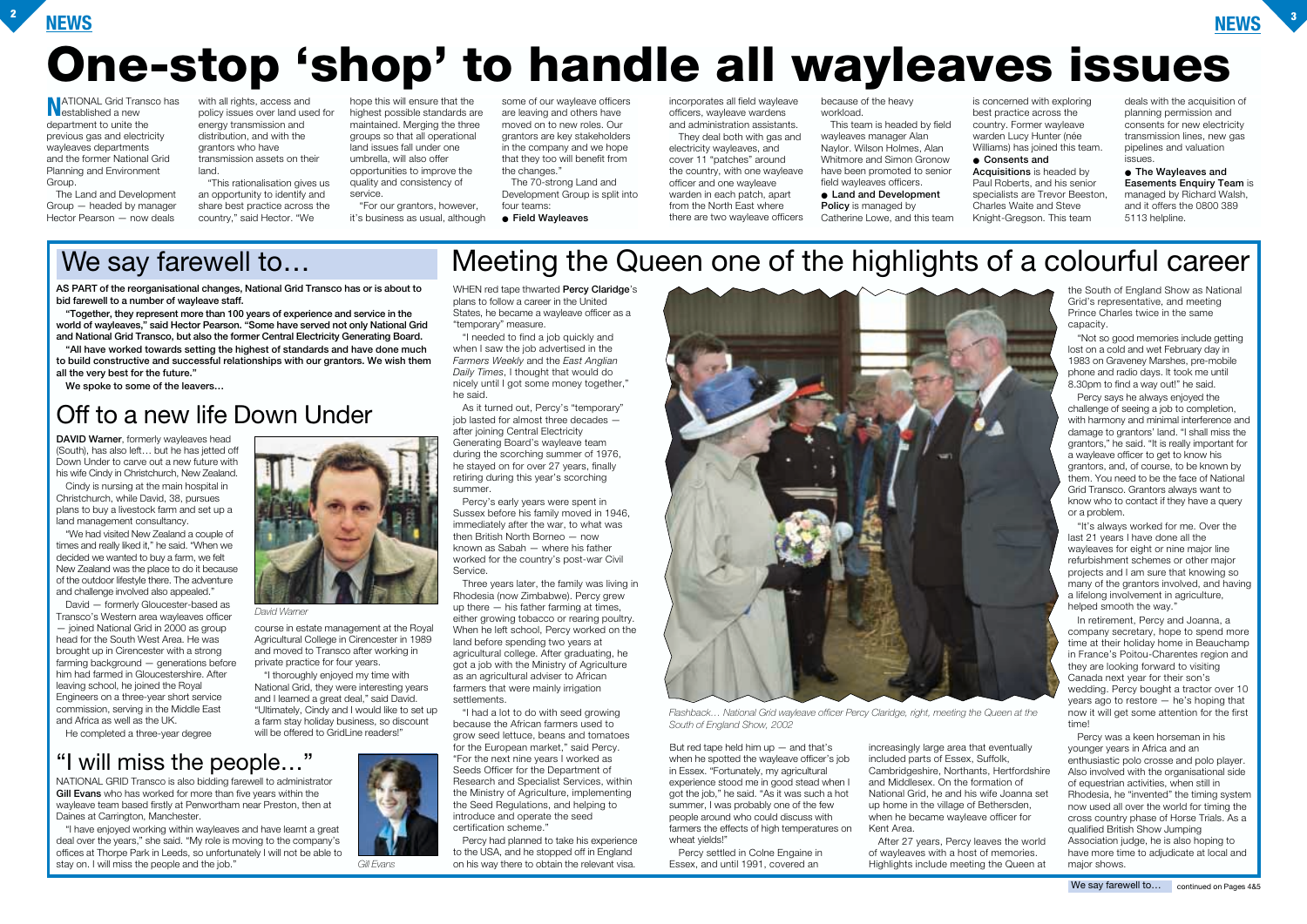# One-stop 'shop' to handle all wayleaves issues

NATIONAL Grid Transco has established a new department to unite the previous gas and electricity wayleaves departments and the former National Grid Planning and Environment Group.

The Land and Development Group — headed by manager Hector Pearson — now deals with all rights, access and policy issues over land used for energy transmission and distribution, and with the grantors who have transmission assets on their land.

"This rationalisation gives us an opportunity to identify and share best practice across the country," said Hector. "We hope this will ensure that the highest possible standards are maintained. Merging the three groups so that all operational land issues fall under one umbrella, will also offer opportunities to improve the quality and consistency of service.

"For our grantors, however, it's business as usual, although some of our wayleave officers are leaving and others have moved on to new roles. Our grantors are key stakeholders in the company and we hope that they too will benefit from the changes."

The 70-strong Land and Development Group is split into four teams:

- **Field Wayleaves** incorporates all field wayleave officers, wayleave wardens and administration assistants.

They deal both with gas and electricity wayleaves, and cover 11 "patches" around the country, with one wayleave officer and one wayleave warden in each patch, apart from the North East where there are two wayleave officers because of the heavy workload.

This team is headed by field wayleaves manager Alan Naylor. Wilson Holmes, Alan Whitmore and Simon Gronow have been promoted to senior field wayleaves officers.

- **Land and Development Policy** is managed by Catherine Lowe, and this team is concerned with exploring best practice across the country. Former wayleave warden Lucy Hunter (née Williams) has joined this team.
- **Consents and Acquisitions** is headed by Paul Roberts, and his senior specialists are Trevor Beeston, Charles Waite and Steve Knight-Gregson. This team deals with the acquisition of planning permission and consents for new electricity transmission lines, new gas pipelines and valuation issues.
- **The Wayleaves and Easements Enquiry Team** is managed by Richard Walsh, and it offers the 0800 389 5113 helpline.

## We say farewell to…

**AS PART of the reorganisational changes, National Grid Transco has or is about to bid farewell to a number of wayleave staff.**

**"Together, they represent more than 100 years of experience and service in the world of wayleaves," said Hector Pearson. "Some have served not only National Grid and National Grid Transco, but also the former Central Electricity Generating Board.**

**"All have worked towards setting the highest of standards and have done much to build constructive and successful relationships with our grantors. We wish them all the very best for the future."**

**We spoke to some of the leavers…**

### Off to a new life Down Under

**DAVID Warner**, formerly wayleaves head (South), has also left… but he has jetted off Down Under to carve out a new future with his wife Cindy in Christchurch, New Zealand.

Cindy is nursing at the main hospital in Christchurch, while David, 38, pursues plans to buy a livestock farm and set up a land management consultancy.

"We had visited New Zealand a couple of times and really liked it," he said. "When we decided we wanted to buy a farm, we felt New Zealand was the place to do it because of the outdoor lifestyle there. The adventure and challenge involved also appealed."

David — formerly Gloucester-based as Transco's Western area wayleaves officer — joined National Grid in 2000 as group head for the South West Area. He was brought up in Cirencester with a strong farming background — generations before him had farmed in Gloucestershire. After leaving school, he joined the Royal Engineers on a three-year short service commission, serving in the Middle East and Africa as well as the UK.

He completed a three-year degree course in estate management at the Royal Agricultural College in Cirencester in 1989 and moved to Transco after working in private practice for four years.

"I thoroughly enjoyed my time with National Grid, they were interesting years and I learned a great deal," said David. "Ultimately, Cindy and I would like to set up a farm stay holiday business, so discount will be offered to GridLine readers!"

*David Warner*

### "I will miss the people…"

NATIONAL GRID Transco is also bidding farewell to administrator **Gill Evans** who has worked for more than five years within the wayleave team based firstly at Penwortham near Preston, then at Daines at Carrington, Manchester.

"I have enjoyed working within wayleaves and have learnt a great deal over the years," she said. "My role is moving to the company's offices at Thorpe Park in Leeds, so unfortunately I will not be able to stay on. I will miss the people and the job."

*Gill Evans*

## Meeting the Queen one of the highlights of a colourful career

WHEN red tape thwarted **Percy Claridge**'s plans to follow a career in the United States, he became a wayleave officer as a "temporary" measure.

"I needed to find a job quickly and when I saw the job advertised in the *Farmers Weekly* and the *East Anglian Daily Times*, I thought that would do nicely until I got some money together," he said.

As it turned out, Percy's "temporary" job lasted for almost three decades — after joining Central Electricity Generating Board's wayleave team during the scorching summer of 1976, he stayed on for over 27 years, finally retiring during this year's scorching summer.

Percy's early years were spent in Sussex before his family moved in 1946, immediately after the war, to what was then British North Borneo — now known as Sabah — where his father worked for the country's post-war Civil Service.

Three years later, the family was living in Rhodesia (now Zimbabwe). Percy grew up there — his father farming at times, either growing tobacco or rearing poultry. When he left school, Percy worked on the land before spending two years at agricultural college. After graduating, he got a job with the Ministry of Agriculture as an agricultural adviser to African farmers that were mainly irrigation settlements.

"I had a lot to do with seed growing because the African farmers used to grow seed lettuce, beans and tomatoes for the European market," said Percy. "For the next nine years I worked as Seeds Officer for the Department of Research and Specialist Services, within the Ministry of Agriculture, implementing the Seed Regulations, and helping to introduce and operate the seed certification scheme."

Percy had planned to take his experience to the USA, and he stopped off in England on his way there to obtain the relevant visa.

*Flashback… National Grid wayleave officer Percy Claridge, right, meeting the Queen at the South of England Show, 2002*

But red tape held him up — and that's when he spotted the wayleave officer's job in Essex. "Fortunately, my agricultural experience stood me in good stead when I got the job," he said. "As it was such a hot summer, I was probably one of the few people around who could discuss with farmers the effects of high temperatures on wheat yields!"

Percy settled in Colne Engaine in Essex, and until 1991, covered an increasingly large area that eventually included parts of Essex, Suffolk, Cambridgeshire, Northants, Hertfordshire and Middlesex. On the formation of National Grid, he and his wife Joanna set up home in the village of Bethersden, when he became wayleave officer for Kent Area.

After 27 years, Percy leaves the world of wayleaves with a host of memories. Highlights include meeting the Queen at the South of England Show as National Grid's representative, and meeting Prince Charles twice in the same capacity.

"Not so good memories include getting lost on a cold and wet February day in 1983 on Graveney Marshes, pre-mobile phone and radio days. It took me until 8.30pm to find a way out!" he said.

Percy says he always enjoyed the challenge of seeing a job to completion, with harmony and minimal interference and damage to grantors' land. "I shall miss the grantors," he said. "It is really important for a wayleave officer to get to know his grantors, and, of course, to be known by them. You need to be the face of National Grid Transco. Grantors always want to know who to contact if they have a query or a problem.

"It's always worked for me. Over the last 21 years I have done all the wayleaves for eight or nine major line refurbishment schemes or other major projects and I am sure that knowing so many of the grantors involved, and having a lifelong involvement in agriculture, helped smooth the way."

In retirement, Percy and Joanna, a company secretary, hope to spend more time at their holiday home in Beauchamp in France's Poitou-Charentes region and they are looking forward to visiting Canada next year for their son's wedding. Percy bought a tractor over 10 years ago to restore — he's hoping that now it will get some attention for the first time!

Percy was a keen horseman in his younger years in Africa and an enthusiastic polo crosse and polo player. Also involved with the organisational side of equestrian activities, when still in Rhodesia, he "invented" the timing system now used all over the world for timing the cross country phase of Horse Trials. As a qualified British Show Jumping Association judge, he is also hoping to have more time to adjudicate at local and major shows.

We say farewell to… continued on Pages 4&5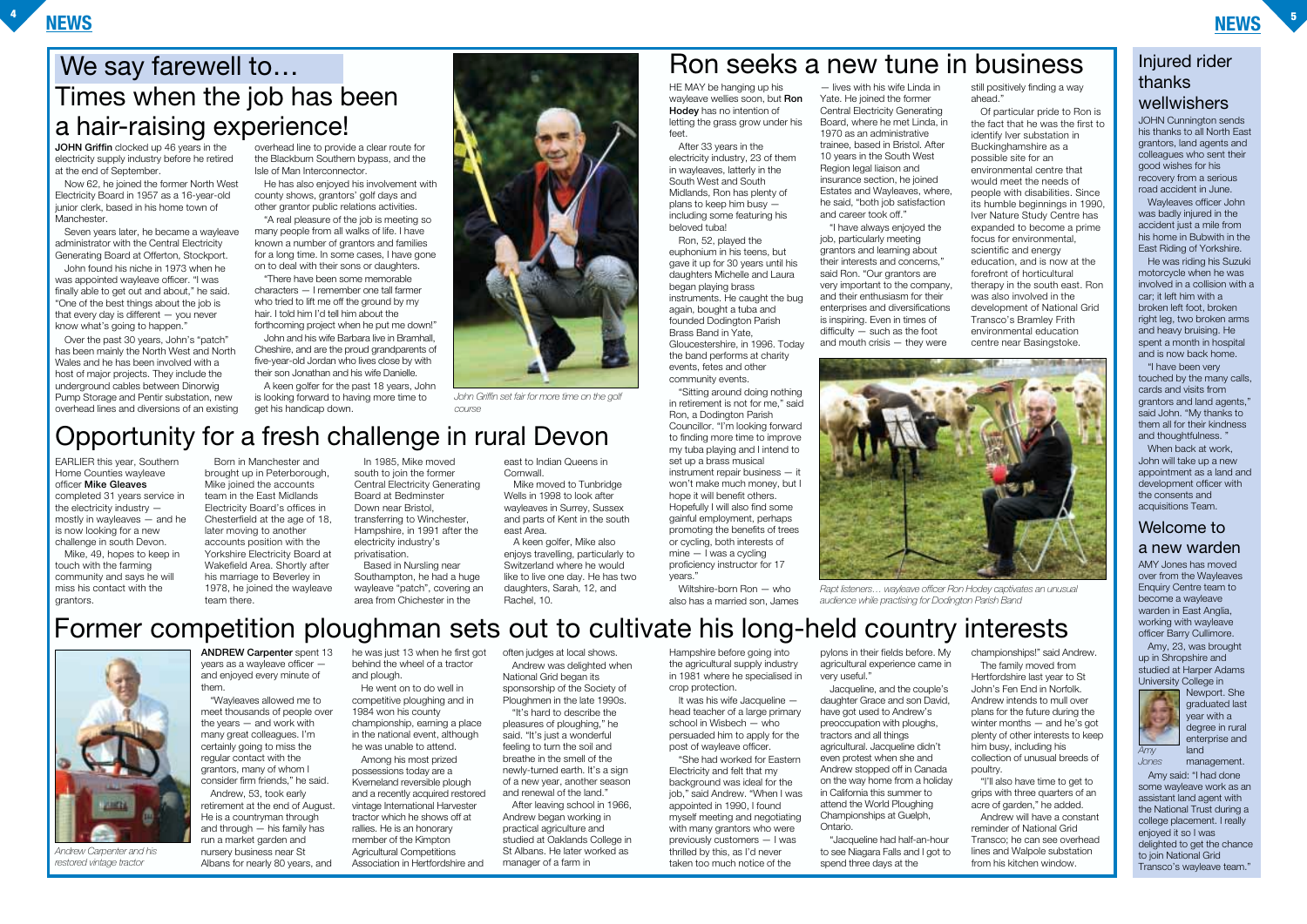# We say farewell to…

## Times when the job has been a hair-raising experience!

**JOHN Griffin** clocked up 46 years in the electricity supply industry before he retired at the end of September.

Now 62, he joined the former North West Electricity Board in 1957 as a 16-year-old junior clerk, based in his home town of Manchester.

Seven years later, he became a wayleave administrator with the Central Electricity Generating Board at Offerton, Stockport.

John found his niche in 1973 when he was appointed wayleave officer. "I was finally able to get out and about," he said. "One of the best things about the job is that every day is different — you never know what's going to happen."

Over the past 30 years, John's "patch" has been mainly the North West and North Wales and he has been involved with a host of major projects. They include the underground cables between Dinorwig Pump Storage and Pentir substation, new overhead lines and diversions of an existing overhead line to provide a clear route for the Blackburn Southern bypass, and the Isle of Man Interconnector.

He has also enjoyed his involvement with county shows, grantors' golf days and other grantor public relations activities.

"A real pleasure of the job is meeting so many people from all walks of life. I have known a number of grantors and families for a long time. In some cases, I have gone on to deal with their sons or daughters.

"There have been some memorable characters — I remember one tall farmer who tried to lift me off the ground by my hair. I told him I'd tell him about the forthcoming project when he put me down!"

John and his wife Barbara live in Bramhall, Cheshire, and are the proud grandparents of five-year-old Jordan who lives close by with their son Jonathan and his wife Danielle.

A keen golfer for the past 18 years, John is looking forward to having more time to get his handicap down.

*John Griffin set fair for more time on the golf course*

## Opportunity for a fresh challenge in rural Devon

EARLIER this year, Southern Home Counties wayleave officer **Mike Gleaves** completed 31 years service in the electricity industry — mostly in wayleaves — and he is now looking for a new challenge in south Devon.

Mike, 49, hopes to keep in touch with the farming community and says he will miss his contact with the grantors.

Born in Manchester and brought up in Peterborough, Mike joined the accounts team in the East Midlands Electricity Board's offices in Chesterfield at the age of 18, later moving to another accounts position with the Yorkshire Electricity Board at Wakefield Area. Shortly after his marriage to Beverley in 1978, he joined the wayleave team there.

In 1985, Mike moved south to join the former Central Electricity Generating Board at Bedminster Down near Bristol, transferring to Winchester, Hampshire, in 1991 after the electricity industry's privatisation.

Based in Nursling near Southampton, he had a huge wayleave "patch", covering an area from Chichester in the east to Indian Queens in Cornwall.

Mike moved to Tunbridge Wells in 1998 to look after wayleaves in Surrey, Sussex and parts of Kent in the south east Area.

A keen golfer, Mike also enjoys travelling, particularly to Switzerland where he would like to live one day. He has two daughters, Sarah, 12, and Rachel, 10.

# Ron seeks a new tune in business

HE MAY be hanging up his wayleave wellies soon, but **Ron Hodey** has no intention of letting the grass grow under his feet.

After 33 years in the electricity industry, 23 of them in wayleaves, latterly in the South West and South Midlands, Ron has plenty of plans to keep him busy — including some featuring his beloved tuba!

Ron, 52, played the euphonium in his teens, but gave it up for 30 years until his daughters Michelle and Laura began playing brass instruments. He then caught the bug again, bought a tuba and founded Dodington Parish Brass Band in Yate, Gloucestershire, in 1996. Today the band performs at charity events, fetes and other community events.

"Sitting around doing nothing in retirement is not for me," said Ron, a Dodington Parish Councillor. "I'm looking forward to finding more time to improve my tuba playing and I intend to set up a brass musical instrument repair business — it won't make much money, but I hope it will benefit others. Hopefully I will also find some gainful employment, perhaps promoting the benefits of trees or cycling, both interests of mine — I was a cycling proficiency instructor for 17 years."

Wiltshire-born Ron — who also has a married son, James — lives with his wife Linda in Yate. He joined the former Central Electricity Generating Board, where he met Linda, in 1970 as an administrative trainee, based in Bristol. After 10 years in the South West Region legal liaison and insurance section, he joined Estates and Wayleaves, where, he said, "both job satisfaction and career took off."

"I have always enjoyed the job, particularly meeting grantors and learning about their interests and concerns," said Ron. "Our grantors are very important to the company, and their enthusiasm for their enterprises and diversifications is inspiring. Even in times of difficulty — such as the foot and mouth crisis — they were still positively finding a way ahead."

Of particular pride to Ron is the fact that he was the first to identify Iver substation in Buckinghamshire as a possible site for an environmental centre that would meet the needs of people with disabilities. Since its humble beginnings in 1990, Iver Nature Study Centre has expanded to become a prime focus for environmental, scientific and energy education, and is now at the forefront of horticultural therapy in the south east. Ron was also involved in the development of National Grid Transco's Bramley Frith environmental education centre near Basingstoke.

*Rapt listeners… wayleave officer Ron Hodey captivates an unusual audience while practising for Dodington Parish Band*

# Former competition ploughman sets out to cultivate his long-held country interests

*Andrew Carpenter and his restored vintage tractor*

**ANDREW Carpenter** spent 13 years as a wayleave officer — and enjoyed every minute of them.

"Wayleaves allowed me to meet thousands of people over the years — and work with many great colleagues. I'm certainly going to miss the regular contact with the grantors, many of whom I consider firm friends," he said.

Andrew, 53, took early retirement at the end of August. He is a countryman through and through — his family has run a market garden and nursery business near St Albans for nearly 80 years, and he was just 13 when he first got behind the wheel of a tractor and plough.

He went on to do well in competitive ploughing and in 1984 won his county championship, earning a place in the national event, although he was unable to attend.

Among his most prized possessions today are a Kverneland reversible plough and a recently acquired restored vintage International Harvester tractor which he shows off at rallies. He is an honorary member of the Kimpton Agricultural Competitions Association in Hertfordshire and often judges at local shows.

Andrew was delighted when National Grid began its sponsorship of the Society of Ploughmen in the late 1990s.

"It's hard to describe the pleasures of ploughing," he said. "It's just a wonderful feeling to turn the soil and breathe in the smell of the newly-turned earth. It's a sign of a new year, another season and renewal of the land."

After leaving school in 1966, Andrew began working in practical agriculture and studied at Oaklands College in St Albans. He later worked as manager of a farm in Hampshire before going into the agricultural supply industry in 1981 where he specialised in crop protection.

It was his wife Jacqueline — head teacher of a large primary school in Wisbech — who persuaded him to apply for the post of wayleave officer.

"She had worked for Eastern Electricity and felt that my background was ideal for the job," said Andrew. "When I was appointed in 1990, I found myself meeting and negotiating with many grantors who were previously customers — I was thrilled by this, as I'd never taken too much notice of the pylons in their fields before. My agricultural experience came in very useful."

Jacqueline, and the couple's daughter Grace and son David, have got used to Andrew's preoccupation with ploughs, tractors and all things agricultural. Jacqueline didn't even protest when she and Andrew stopped off in Canada on the way home from a holiday in California this summer to attend the World Ploughing Championships at Guelph, Ontario.

"Jacqueline had half-an-hour to see Niagara Falls and I got to spend three days at the championships!" said Andrew.

The family moved from Hertfordshire last year to St John's Fen End in Norfolk. Andrew intends to mull over plans for the future during the winter months — and he's got plenty of other interests to keep him busy, including his collection of unusual breeds of poultry.

"I'll also have time to get to grips with three quarters of an acre of garden," he added.

Andrew will have a constant reminder of National Grid Transco; he can see overhead lines and Walpole substation from his kitchen window.

## Injured rider thanks wellwishers

JOHN Cunnington sends his thanks to all North East grantors, land agents and colleagues who sent their good wishes for his recovery from a serious road accident in June.

Wayleaves officer John was badly injured in the accident just a mile from his home in Bubwith in the East Riding of Yorkshire.

He was riding his Suzuki motorcycle when he was involved in a collision with a car; it left him with a broken left foot, broken right leg, two broken arms and heavy bruising. He spent a month in hospital and is now back home.

"I have been very touched by the many calls, cards and visits from grantors and land agents," said John. "My thanks to them all for their kindness and thoughtfulness."

When back at work, John will take up a new appointment as a land and development officer with the consents and acquisitions Team.

## Welcome to a new warden

AMY Jones has moved over from the Wayleaves Enquiry Centre team to become a wayleave warden in East Anglia, working with wayleave officer Barry Cullimore.

Amy, 23, was brought up in Shropshire and studied at Harper Adams University College in Newport. She graduated last year with a degree in rural enterprise and land management.

*Amy Jones*

Amy said: "I had done some wayleave work as an assistant land agent with the National Trust during a college placement. I really enjoyed it so I was delighted to get the chance to join National Grid Transco's wayleave team."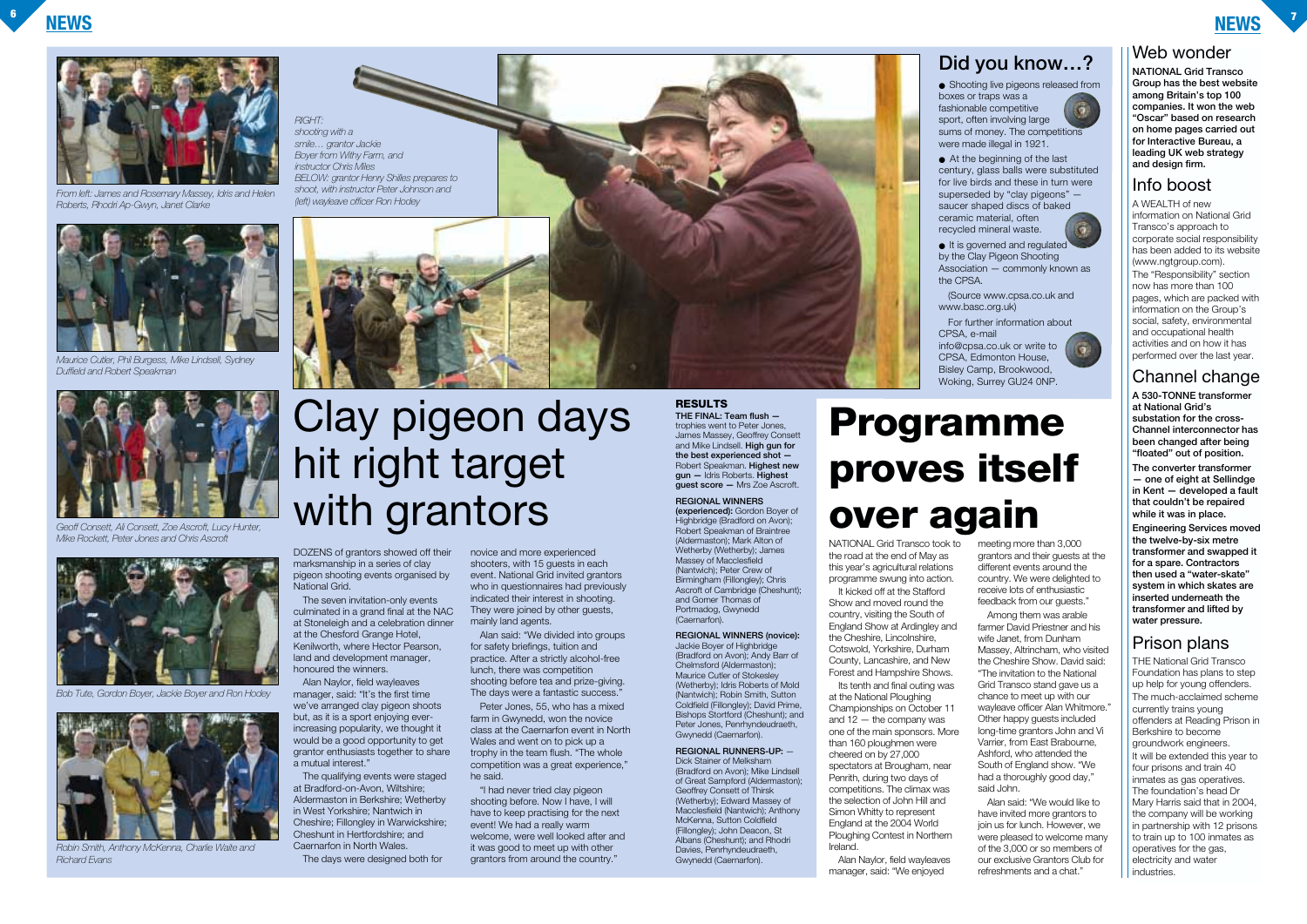From left: James and Rosemary Massey, Idris and Helen Roberts, Rhodri Ap-Gwyn, Janet Clarke

Maurice Cutler, Phil Burgess, Mike Lindsell, Sydney Duffield and Robert Speakman

Geoff Consett, Ali Consett, Zoe Ascroft, Lucy Hunter, Mike Rockett, Peter Jones and Chris Ascroft

Bob Tute, Gordon Boyer, Jackie Boyer and Ron Hodey

Robin Smith, Anthony McKenna, Charlie Waite and Richard Evans

*RIGHT: shooting with a smile… grantor Jackie Boyer from Withy Farm, and instructor Chris Miles*

*BELOW: grantor Henry Shilles prepares to shoot, with instructor Peter Johnson and (left) wayleave officer Ron Hodey*

# Clay pigeon days hit right target with grantors

DOZENS of grantors showed off their marksmanship in a series of clay pigeon shooting events organised by National Grid.

The seven invitation-only events culminated in a grand final at the NAC at Stoneleigh and a celebration dinner at the Chesford Grange Hotel, Kenilworth, where Hector Pearson, land and development manager, honoured the winners.

Alan Naylor, field wayleaves manager, said: "It's the first time we've arranged clay pigeon shoots but, as it is a sport enjoying ever-increasing popularity, we thought it would be a good opportunity to get grantor enthusiasts together to share a mutual interest."

The qualifying events were staged at Bradford-on-Avon, Wiltshire; Aldermaston in Berkshire; Wetherby in West Yorkshire; Nantwich in Cheshire; Fillongley in Warwickshire; Cheshunt in Hertfordshire; and Caernarfon in North Wales.

The days were designed both for novice and more experienced shooters, with 15 guests in each event. National Grid invited grantors who in questionnaires had previously indicated their interest in shooting. They were joined by other guests, mainly land agents.

Alan said: "We divided into groups for safety briefings, tuition and practice. After a strictly alcohol-free lunch, there was competition shooting before tea and prize-giving. The days were a fantastic success."

Peter Jones, 55, who has a mixed farm in Gwynedd, won the novice class at the Caernarfon event in North Wales and went on to pick up a trophy in the team flush. "The whole competition was a great experience," he said.

"I had never tried clay pigeon shooting before. Now I have, I will have to keep practising for the next event! We had a really warm welcome, were well looked after and it was good to meet up with other grantors from around the country."

### RESULTS

**THE FINAL: Team flush —** trophies went to Peter Jones, James Massey, Geoffrey Consett and Mike Lindsell. **High gun for the best experienced shot —** Robert Speakman. **Highest new gun —** Idris Roberts. **Highest guest score —** Mrs Zoe Ascroft.

**REGIONAL WINNERS (experienced):** Gordon Boyer of Highbridge (Bradford on Avon); Robert Speakman of Braintree (Aldermaston); Mark Alton of Wetherby (Wetherby); James Massey of Macclesfield (Nantwich); Peter Crew of Birmingham (Fillongley); Chris Ascroft of Cambridge (Cheshunt); and Gomer Thomas of Portmadog, Gwynedd (Caernarfon).

**REGIONAL WINNERS (novice):** Jackie Boyer of Highbridge (Bradford on Avon); Andy Barr of Chelmsford (Aldermaston); Maurice Cutler of Stokesley (Wetherby); Idris Roberts of Mold (Nantwich); Robin Smith, Sutton Coldfield (Fillongley); David Prime, Bishops Stortford (Cheshunt); and Peter Jones, Penrhyndeudraeth, Gwynedd (Caernarfon).

**REGIONAL RUNNERS-UP:** — Dick Stainer of Melksham (Bradford on Avon); Mike Lindsell of Great Sampford (Aldermaston); Geoffrey Consett of Thirsk (Wetherby); Edward Massey of Macclesfield (Nantwich); Anthony McKenna, Sutton Coldfield (Fillongley); John Deacon, St Albans (Cheshunt); and Rhodri Davies, Penrhyndeudraeth, Gwynedd (Caernarfon).

## Did you know…?

- Shooting live pigeons released from boxes or traps was a fashionable competitive sport, often involving large sums of money. The competitions were made illegal in 1921.
- At the beginning of the last century, glass balls were substituted for live birds and these in turn were superseded by "clay pigeons" — saucer shaped discs of baked ceramic material, often recycled mineral waste.
- It is governed and regulated by the Clay Pigeon Shooting Association — commonly known as the CPSA.

(Source www.cpsa.co.uk and www.basc.org.uk)

For further information about CPSA, e-mail info@cpsa.co.uk or write to CPSA, Edmonton House, Bisley Camp, Brookwood, Woking, Surrey GU24 0NP.

# Programme proves itself over again

NATIONAL Grid Transco took to the road at the end of May as this year's agricultural relations programme swung into action.

It kicked off at the Stafford Show and moved round the country, visiting the South of England Show at Ardingley and the Cheshire, Lincolnshire, Cotswold, Yorkshire, Durham County, Lancashire, and New Forest and Hampshire Shows.

Its tenth and final outing was at the National Ploughing Championships on October 11 and 12 — the company was one of the main sponsors. More than 160 ploughmen were cheered on by 27,000 spectators at Brougham, near Penrith, during two days of competitions. The climax was the selection of John Hill and Simon Whitty to represent England at the 2004 World Ploughing Contest in Northern Ireland.

Alan Naylor, field wayleaves manager, said: "We enjoyed meeting more than 3,000 grantors and their guests at the different events around the country. We were delighted to receive lots of enthusiastic feedback from our guests."

Among them was arable farmer David Priestner and his wife Janet, from Dunham Massey, Altrincham, who visited the Cheshire Show. David said: "The invitation to the National Grid Transco stand gave us a chance to meet up with our wayleave officer Alan Whitmore." Other happy guests included long-time grantors John and Vi Varrier, from East Brabourne, Ashford, who attended the South of England show. "We had a thoroughly good day," said John.

Alan said: "We would like to have invited more grantors to join us for lunch. However, we were pleased to welcome many of the 3,000 or so members of our exclusive Grantors Club for refreshments and a chat."

## Web wonder

**NATIONAL Grid Transco Group has the best website among Britain's top 100 companies. It won the web "Oscar" based on research on home pages carried out for Interactive Bureau, a leading UK web strategy and design firm.**

## Info boost

A WEALTH of new information on National Grid Transco's approach to corporate social responsibility has been added to its website (www.ngtgroup.com).

The "Responsibility" section now has more than 100 pages, which are packed with information on the Group's social, safety, environmental and occupational health activities and on how it has performed over the last year.

## Channel change

**A 530-TONNE transformer at National Grid's substation for the cross-Channel interconnector has been changed after being "floated" out of position.**

**The converter transformer — one of eight at Sellindge in Kent — developed a fault that couldn't be repaired while it was in place.**

**Engineering Services moved the twelve-by-six metre transformer and swapped it for a spare. Contractors then used a "water-skate" system in which skates are inserted underneath the transformer and lifted by water pressure.**

## Prison plans

THE National Grid Transco Foundation has plans to step up help for young offenders.

The much-acclaimed scheme currently trains young offenders at Reading Prison in Berkshire to become groundwork engineers.

It will be extended this year to four prisons and train 40 inmates as gas operatives. The foundation's head Dr Mary Harris said that in 2004, the company will be working in partnership with 12 prisons to train up to 100 inmates as operatives for the gas, electricity and water industries.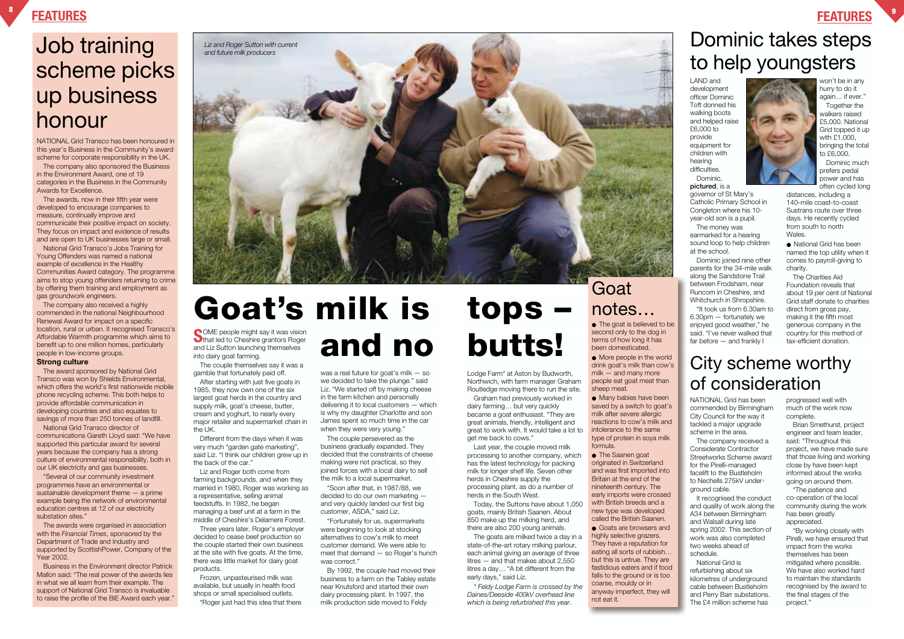# Job training scheme picks up business honour

NATIONAL Grid Transco has been honoured in this year's Business in the Community's award scheme for corporate responsibility in the UK.

The company also sponsored the Business in the Environment Award, one of 19 categories in the Business in the Community Awards for Excellence.

The awards, now in their fifth year were developed to encourage companies to measure, continually improve and communicate their positive impact on society. They focus on impact and evidence of results and are open to UK businesses large or small.

National Grid Transco's Jobs Training for Young Offenders was named a national example of excellence in the Healthy Communities Award category. The programme aims to stop young offenders returning to crime by offering them training and employment as gas groundwork engineers.

The company also received a highly commended in the national Neighbourhood Renewal Award for impact on a specific location, rural or urban. It recognised Transco's Affordable Warmth programme which aims to benefit up to one million homes, particularly people in low-income groups.

**Strong culture**

The award sponsored by National Grid Transco was won by Shields Environmental, which offers the world's first nationwide mobile phone recycling scheme. This both helps to provide affordable communication in developing countries and also equates to savings of more than 250 tonnes of landfill.

National Grid Transco director of communications Gareth Lloyd said: "We have supported this particular award for several years because the company has a strong culture of environmental responsibility, both in our UK electricity and gas businesses.

"Several of our community investment programmes have an environmental or sustainable development theme — a prime example being the network of environmental education centres at 12 of our electricity substation sites."

The awards were organised in association with the *Financial Times*, sponsored by the Department of Trade and Industry and supported by ScottishPower, Company of the Year 2002.

Business in the Environment director Patrick Mallon said: "The real power of the awards lies in what we all learn from their example. The support of National Grid Transco is invaluable to raise the profile of the BiE Award each year."

*Liz and Roger Sutton with current and future milk producers*

# Goat's milk is tops – and no butts!

SOME people might say it was vision that led to Cheshire grantors Roger and Liz Sutton launching themselves into dairy goat farming.

The couple themselves say it was a gamble that fortunately paid off.

After starting with just five goats in 1985, they now own one of the six largest goat herds in the country and supply milk, goat's cheese, butter, cream and yoghurt, to nearly every major retailer and supermarket chain in the UK.

Different from the days when it was very much "garden gate marketing", said Liz. "I think our children grew up in the back of the car."

Liz and Roger both come from farming backgrounds, and when they married in 1980, Roger was working as a representative, selling animal feedstuffs. In 1982, he began managing a beef unit at a farm in the middle of Cheshire's Delamere Forest.

Three years later, Roger's employer decided to cease beef production so the couple started their own business at the site with five goats. At the time, there was little market for dairy goat products.

Frozen, unpasteurised milk was available, but usually in health food shops or small specialised outlets.

"Roger just had this idea that there was a real future for goat's milk — so we decided to take the plunge." said Liz. "We started off by making cheese in the farm kitchen and personally delivering it to local customers — which is why my daughter Charlotte and son James spent so much time in the car when they were very young."

The couple persevered as the business gradually expanded. They decided that the constraints of cheese making were not practical, so they joined forces with a local dairy to sell the milk to a local supermarket.

"Soon after that, in 1987/88, we decided to do our own marketing — and very quickly landed our first big customer, ASDA," said Liz.

"Fortunately for us, supermarkets were beginning to look at stocking alternatives to cow's milk to meet customer demand. We were able to meet that demand — so Roger's hunch was correct."

By 1992, the couple had moved their business to a farm on the Tabley estate near Knutsford and started their own dairy processing plant. In 1997, the milk production side moved to Feldy Lodge Farm* at Aston by Budworth, Northwich, with farm manager Graham Routledge moving there to run the site.

Graham had previously worked in dairy farming… but very quickly became a goat enthusiast. "They are great animals, friendly, intelligent and great to work with. It would take a lot to get me back to cows."

Last year, the couple moved milk processing to another company, which has the latest technology for packing milk for longer shelf life. Seven other herds in Cheshire supply the processing plant, as do a number of herds in the South West.

Today, the Suttons have about 1,050 goats, mainly British Saanen. About 850 make up the milking herd, and there are also 200 young animals.

The goats are milked twice a day in a state-of-the-art rotary milking parlour, each animal giving an average of three litres — and that makes about 2,550 litres a day… "A bit different from the early days," said Liz.

*\* Feldy Lodge Farm is crossed by the Daines/Deeside 400kV overhead line which is being refurbished this year.*

## Goat notes…

- The goat is believed to be second only to the dog in terms of how long it has been domesticated.
- More people in the world drink goat's milk than cow's milk — and many more people eat goat meat than sheep meat.
- Many babies have been saved by a switch to goat's milk after severe allergic reactions to cow's milk and intolerance to the same type of protein in soya milk formula.
- The Saanen goat originated in Switzerland and was first imported into Britain at the end of the nineteenth century. The early imports were crossed with British breeds and a new type was developed called the British Saanen.
- Goats are browsers and highly selective grazers. They have a reputation for eating all sorts of rubbish… but this is untrue. They are fastidious eaters and if food falls to the ground or is too coarse, mouldy or in anyway imperfect, they will not eat it.

# Dominic takes steps to help youngsters

LAND and development officer Dominic Toft donned his walking boots and helped raise £6,000 to provide equipment for children with hearing difficulties.

Dominic, **pictured**, is a governor of St Mary's Catholic Primary School in Congleton where his 10-year-old son is a pupil.

The money was earmarked for a hearing sound loop to help children at the school.

Dominic joined nine other parents for the 34-mile walk along the Sandstone Trail between Frodsham, near Runcorn in Cheshire, and Whitchurch in Shropshire.

"It took us from 6.30am to 6.30pm — fortunately we enjoyed good weather," he said. "I've never walked that far before — and frankly I won't be in any hurry to do it again… if ever."

Together the walkers raised £5,000. National Grid topped it up with £1,000, bringing the total to £6,000.

Dominic much prefers pedal power and has often cycled long distances, including a 140-mile coast-to-coast Sustrans route over three days. He recently cycled from south to north Wales.

- National Grid has been named the top utility when it comes to payroll-giving to charity.

The Charities Aid Foundation reveals that about 19 per cent of National Grid staff donate to charities direct from gross pay, making it the fifth most generous company in the country for this method of tax-efficient donation.

# City scheme worthy of consideration

NATIONAL Grid has been commended by Birmingham City Council for the way it tackled a major upgrade scheme in the area.

The company received a Considerate Contractor Streetworks Scheme award for the Pirelli-managed facelift to the Bustleholm to Nechells 275kV underground cable.

It recognised the conduct and quality of work along the A34 between Birmingham and Walsall during late spring 2002. This section of work was also completed two weeks ahead of schedule.

National Grid is refurbishing about six kilometres of underground cable between Bustleholm and Perry Barr substations. The £4 million scheme has progressed well with much of the work now complete.

Brian Smethurst, project engineer and team leader, said: "Throughout this project, we have made sure that those living and working close by have been kept informed about the works going on around them.

"The patience and co-operation of the local community during the work has been greatly appreciated.

"By working closely with Pirelli, we have ensured that impact from the works themselves has been mitigated where possible. We have also worked hard to maintain the standards recognised by the award to the final stages of the project."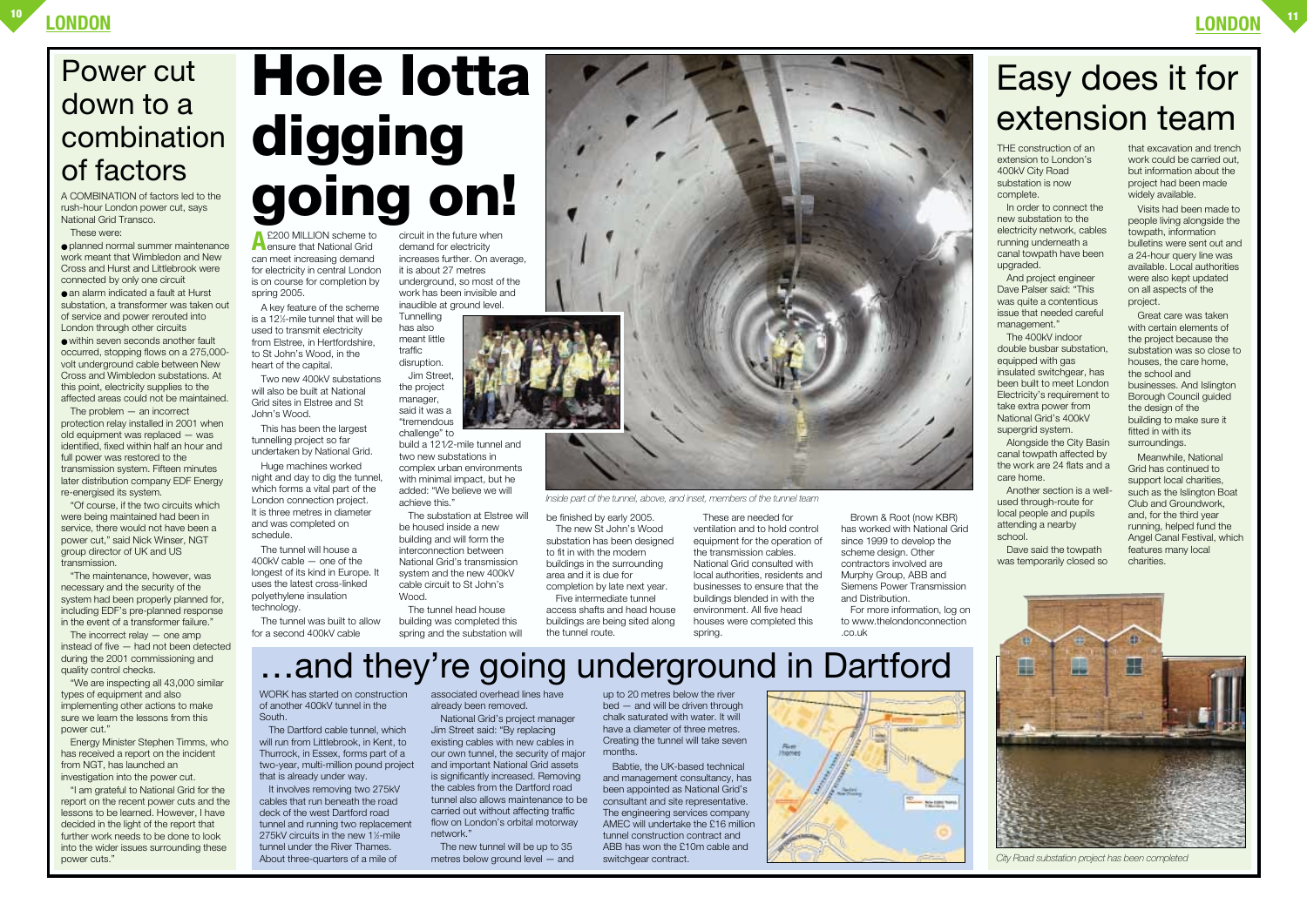## Power cut down to a combination of factors

A COMBINATION of factors led to the rush-hour London power cut, says National Grid Transco.

These were:

- planned normal summer maintenance work meant that Wimbledon and New Cross and Hurst and Littlebrook were connected by only one circuit
- an alarm indicated a fault at Hurst substation, a transformer was taken out of service and power rerouted into London through other circuits
- within seven seconds another fault occurred, stopping flows on a 275,000-volt underground cable between New Cross and Wimbledon substations. At this point, electricity supplies to the affected areas could not be maintained.

The problem — an incorrect protection relay installed in 2001 when old equipment was replaced — was identified, fixed within half an hour and full power was restored to the transmission system. Fifteen minutes later distribution company EDF Energy re-energised its system.

"Of course, if the two circuits which were being maintained had been in service, there would not have been a power cut," said Nick Winser, NGT group director of UK and US transmission.

"The maintenance, however, was necessary and the security of the system had been properly planned for, including EDF's pre-planned response in the event of a transformer failure."

The incorrect relay — one amp instead of five — had not been detected during the 2001 commissioning and quality control checks.

"We are inspecting all 43,000 similar types of equipment and also implementing other actions to make sure we learn the lessons from this power cut."

Energy Minister Stephen Timms, who has received a report on the incident from NGT, has launched an investigation into the power cut.

"I am grateful to National Grid for the report on the recent power cuts and the lessons to be learned. However, I have decided in the light of the report that further work needs to be done to look into the wider issues surrounding these power cuts."

# Hole lotta digging going on!

A £200 MILLION scheme to ensure that National Grid can meet increasing demand for electricity in central London is on course for completion by spring 2005.

A key feature of the scheme is a 12½-mile tunnel that will be used to transmit electricity from Elstree, in Hertfordshire, to St John's Wood, in the heart of the capital.

Two new 400kV substations will also be built at National Grid sites in Elstree and St John's Wood.

This has been the largest tunnelling project so far undertaken by National Grid.

Huge machines worked night and day to dig the tunnel, which forms a vital part of the London connection project. It is three metres in diameter and was completed on schedule.

The tunnel will house a 400kV cable — one of the longest of its kind in Europe. It uses the latest cross-linked polyethylene insulation technology.

The tunnel was built to allow for a second 400kV cable circuit in the future when demand for electricity increases further. On average, it is about 27 metres underground, so most of the work has been invisible and inaudible at ground level.

Tunnelling has also meant little traffic disruption.

Jim Street, the project manager, said it was a "tremendous challenge" to build a 12½-mile tunnel and two new substations in complex urban environments with minimal impact, but he added: "We believe we will achieve this."

The substation at Elstree will be housed inside a new building and will form the interconnection between National Grid's transmission system and the new 400kV cable circuit to St John's Wood.

The tunnel head house building was completed this spring and the substation will be finished by early 2005.

The new St John's Wood substation has been designed to fit in with the modern buildings in the surrounding area and it is due for completion by late next year.

Five intermediate tunnel access shafts and head house buildings are being sited along the tunnel route.

These are needed for ventilation and to hold control equipment for the operation of the transmission cables. National Grid consulted with local authorities, residents and businesses to ensure that the buildings blended in with the environment. All five head houses were completed this spring.

Brown & Root (now KBR) has worked with National Grid since 1999 to develop the scheme design. Other contractors involved are Murphy Group, ABB and Siemens Power Transmission and Distribution.

For more information, log on to www.thelondonconnection.co.uk

*Inside part of the tunnel, above, and inset, members of the tunnel team*

## Easy does it for extension team

THE construction of an extension to London's 400kV City Road substation is now complete.

In order to connect the new substation to the electricity network, cables running underneath a canal towpath have been upgraded.

And project engineer Dave Palser said: "This was quite a contentious issue that needed careful management."

The 400kV indoor double busbar substation, equipped with gas insulated switchgear, has been built to meet London Electricity's requirement to take extra power from National Grid's 400kV supergrid system.

Alongside the City Basin canal towpath affected by the work are 24 flats and a care home.

Another section is a well-used through-route for local people and pupils attending a nearby school.

Dave said the towpath was temporarily closed so that excavation and trench work could be carried out, but information about the project had been made widely available.

Visits had been made to people living alongside the towpath, information bulletins were sent out and a 24-hour query line was available. Local authorities were also kept updated on all aspects of the project.

Great care was taken with certain elements of the project because the substation was so close to houses, the care home, the school and businesses. And Islington Borough Council guided the design of the building to make sure it fitted in with its surroundings.

Meanwhile, National Grid has continued to support local charities, such as the Islington Boat Club and Groundwork, and, for the third year running, helped fund the Angel Canal Festival, which features many local charities.

*City Road substation project has been completed*

## ...and they're going underground in Dartford

WORK has started on construction of another 400kV tunnel in the South.

The Dartford cable tunnel, which will run from Littlebrook, in Kent, to Thurrock, in Essex, forms part of a two-year, multi-million pound project that is already under way.

It involves removing two 275kV cables that run beneath the road deck of the west Dartford road tunnel and running two replacement 275kV circuits in the new 1½-mile tunnel under the River Thames. About three-quarters of a mile of associated overhead lines have already been removed.

National Grid's project manager Jim Street said: "By replacing existing cables with new cables in our own tunnel, the security of major and important National Grid assets is significantly increased. Removing the cables from the Dartford road tunnel also allows maintenance to be carried out without affecting traffic flow on London's orbital motorway network."

The new tunnel will be up to 35 metres below ground level — and up to 20 metres below the river bed — and will be driven through chalk saturated with water. It will have a diameter of three metres. Creating the tunnel will take seven months.

Babtie, the UK-based technical and management consultancy, has been appointed as National Grid's consultant and site representative. The engineering services company AMEC will undertake the £16 million tunnel construction contract and ABB has won the £10m cable and switchgear contract.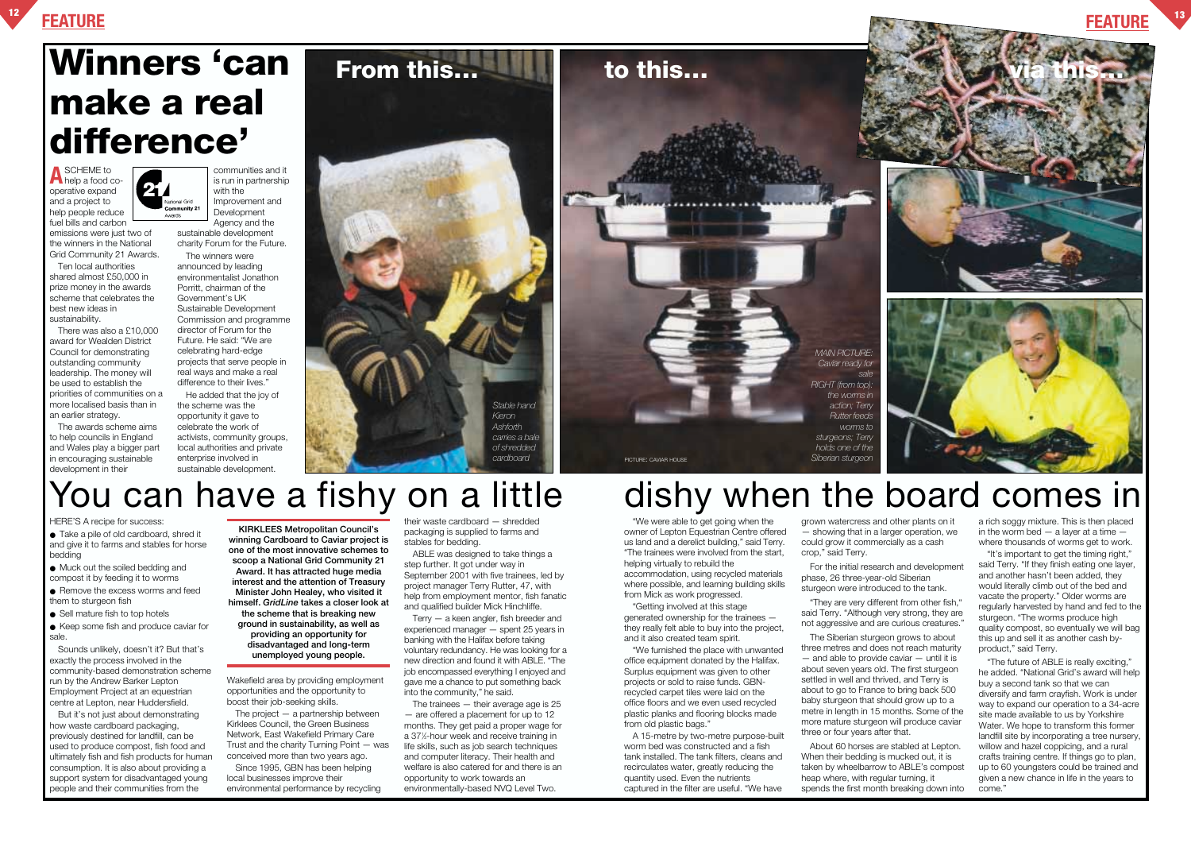# Winners 'can make a real difference'

A SCHEME to help a food co-operative expand and a project to help people reduce fuel bills and carbon emissions were just two of the winners in the National Grid Community 21 Awards.

Ten local authorities shared almost £50,000 in prize money in the awards scheme that celebrates the best new ideas in sustainability.

There was also a £10,000 award for Wealden District Council for demonstrating outstanding community leadership. The money will be used to establish the priorities of communities on a more localised basis than in an earlier strategy.

The awards scheme aims to help councils in England and Wales play a bigger part in encouraging sustainable development in their communities and it is run in partnership with the Improvement and Development Agency and the sustainable development charity Forum for the Future.

The winners were announced by leading environmentalist Jonathon Porritt, chairman of the Government's UK Sustainable Development Commission and programme director of Forum for the Future. He said: "We are celebrating hard-edge projects that serve people in real ways and make a real difference to their lives."

He added that the joy of the scheme was the opportunity it gave to celebrate the work of activists, community groups, local authorities and private enterprise involved in sustainable development.

**From this...** **to this...** **via this...**

*Stable hand Keron Ashforth carries a bale of shredded cardboard*

PICTURE: CAVIAR HOUSE

*MAIN PICTURE: Caviar ready for sale*
*RIGHT (from top): the worms in action; Terry Rutter feeds worms to sturgeons; Terry holds one of the Siberian sturgeon*

# You can have a fishy on a little dishy when the board comes in

**KIRKLEES Metropolitan Council's winning Cardboard to Caviar project is one of the most innovative schemes to scoop a National Grid Community 21 Award. It has attracted huge media interest and the attention of Treasury Minister John Healey, who visited it himself. *GridLine* takes a closer look at the scheme that is breaking new ground in sustainability, as well as providing an opportunity for disadvantaged and long-term unemployed young people.**

HERE'S A recipe for success:

- Take a pile of old cardboard, shred it and give it to farms and stables for horse bedding
- Muck out the soiled bedding and compost it by feeding it to worms
- Remove the excess worms and feed them to sturgeon fish
- Sell mature fish to top hotels
- Keep some fish and produce caviar for sale.

Sounds unlikely, doesn't it? But that's exactly the process involved in the community-based demonstration scheme run by the Andrew Barker Lepton Employment Project at an equestrian centre at Lepton, near Huddersfield.

But it's not just about demonstrating how waste cardboard packaging, previously destined for landfill, can be used to produce compost, fish food and ultimately fish and fish products for human consumption. It is also about providing a support system for disadvantaged young people and their communities from the Wakefield area by providing employment opportunities and the opportunity to boost their job-seeking skills.

The project — a partnership between Kirklees Council, the Green Business Network, East Wakefield Primary Care Trust and the charity Turning Point — was conceived more than two years ago.

Since 1995, GBN has been helping local businesses improve their environmental performance by recycling their waste cardboard — shredded packaging is supplied to farms and stables for bedding.

ABLE was designed to take things a step further. It got under way in September 2001 with five trainees, led by project manager Terry Rutter, 47, with help from employment mentor, fish fanatic and qualified builder Mick Hinchliffe.

Terry — a keen angler, fish breeder and experienced manager — spent 25 years in banking with the Halifax before taking voluntary redundancy. He was looking for a new direction and found it with ABLE. "The job encompassed everything I enjoyed and gave me a chance to put something back into the community," he said.

The trainees — their average age is 25 — are offered a placement for up to 12 months. They get paid a proper wage for a 37½-hour week and receive training in life skills, such as job search techniques and computer literacy. Their health and welfare is also catered for and there is an opportunity to work towards an environmentally-based NVQ Level Two.

"We were able to get going when the owner of Lepton Equestrian Centre offered us land and a derelict building," said Terry. "The trainees were involved from the start, helping virtually to rebuild the accommodation, using recycled materials where possible, and learning building skills from Mick as work progressed.

"Getting involved at this stage generated ownership for the trainees — they really felt able to buy into the project, and it also created team spirit.

"We furnished the place with unwanted office equipment donated by the Halifax. Surplus equipment was given to other projects or sold to raise funds. GBN-recycled carpet tiles were laid on the office floors and we even used recycled plastic planks and flooring blocks made from old plastic bags."

A 15-metre by two-metre purpose-built worm bed was constructed and a fish tank installed. The tank filters, cleans and recirculates water, greatly reducing the quantity used. Even the nutrients captured in the filter are useful. "We have grown watercress and other plants on it — showing that in a larger operation, we could grow it commercially as a cash crop," said Terry.

For the initial research and development phase, 26 three-year-old Siberian sturgeon were introduced to the tank.

"They are very different from other fish," said Terry. "Although very strong, they are not aggressive and are curious creatures."

The Siberian sturgeon grows to about three metres and does not reach maturity — and able to provide caviar — until it is about seven years old. The first sturgeon settled in well and thrived, and Terry is about to go to France to bring back 500 baby sturgeon that should grow up to a metre in length in 15 months. Some of the more mature sturgeon will produce caviar three or four years after that.

About 60 horses are stabled at Lepton. When their bedding is mucked out, it is taken by wheelbarrow to ABLE's compost heap where, with regular turning, it spends the first month breaking down into a rich soggy mixture. This is then placed in the worm bed — a layer at a time — where thousands of worms get to work.

"It's important to get the timing right," said Terry. "If they finish eating one layer, and another hasn't been added, they would literally climb out of the bed and vacate the property." Older worms are regularly harvested by hand and fed to the sturgeon. "The worms produce high quality compost, so eventually we will bag this up and sell it as another cash by-product," said Terry.

"The future of ABLE is really exciting," he added. "National Grid's award will help buy a second tank so that we can diversify and farm crayfish. Work is under way to expand our operation to a 34-acre site made available to us by Yorkshire Water. We hope to transform this former landfill site by incorporating a tree nursery, willow and hazel coppicing, and a rural crafts training centre. If things go to plan, up to 60 youngsters could be trained and given a new chance in life in the years to come."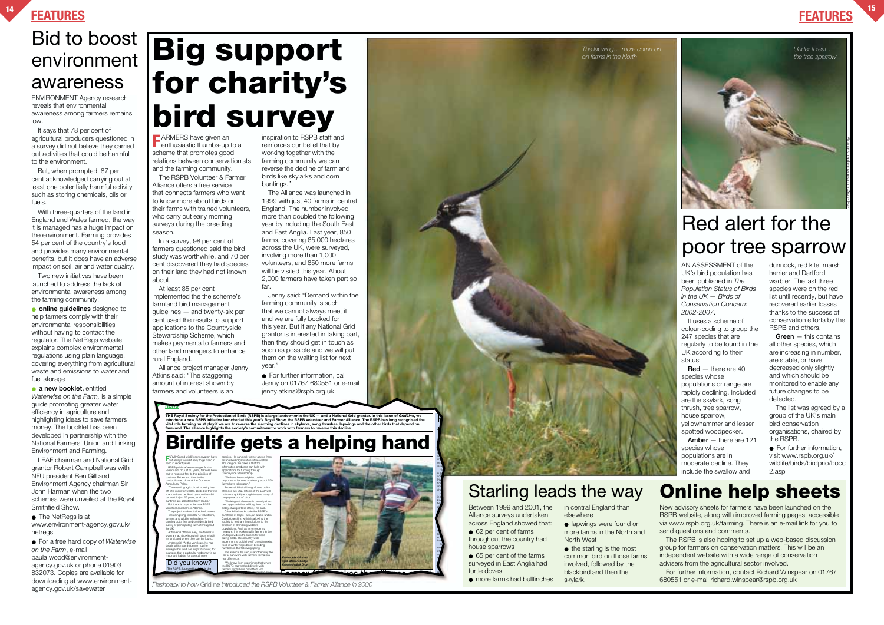# Bid to boost environment awareness

ENVIRONMENT Agency research reveals that environmental awareness among farmers remains low.

It says that 78 per cent of agricultural producers questioned in a survey did not believe they carried out activities that could be harmful to the environment.

But, when prompted, 87 per cent acknowledged carrying out at least one potentially harmful activity such as storing chemicals, oils or fuels.

With three-quarters of the land in England and Wales farmed, the way it is managed has a huge impact on the environment. Farming provides 54 per cent of the country's food and provides many environmental benefits, but it does have an adverse impact on soil, air and water quality.

Two new initiatives have been launched to address the lack of environmental awareness among the farming community:

- **online guidelines** designed to help farmers comply with their environmental responsibilities without having to contact the regulator. The NetRegs website explains complex environmental regulations using plain language, covering everything from agricultural waste and emissions to water and fuel storage
- **a new booklet,** entitled *Waterwise on the Farm*, is a simple guide promoting greater water efficiency in agriculture and highlighting ideas to save farmers money. The booklet has been developed in partnership with the National Farmers' Union and Linking Environment and Farming.

LEAF chairman and National Grid grantor Robert Campbell was with NFU president Ben Gill and Environment Agency chairman Sir John Harman when the two schemes were unveiled at the Royal Smithfield Show.

- The NetRegs is at www.environment-agency.gov.uk/netregs
- For a free hard copy of *Waterwise on the Farm*, e-mail paula.wood@environment-agency.gov.uk or phone 01903 832073. Copies are available for downloading at www.environment-agency.gov.uk/savewater

# Big support for charity's bird survey

FARMERS have given an enthusiastic thumbs-up to a scheme that promotes good relations between conservationists and the farming community.

The RSPB Volunteer & Farmer Alliance offers a free service that connects farmers who want to know more about birds on their farms with trained volunteers, who carry out early morning surveys during the breeding season.

In a survey, 98 per cent of farmers questioned said the bird study was worthwhile, and 70 per cent discovered they had species on their land they had not known about.

At least 85 per cent implemented the scheme's farmland bird management guidelines — and twenty-six per cent used the results to support applications to the Countryside Stewardship Scheme, which makes payments to farmers and other land managers to enhance rural England.

Alliance project manager Jenny Atkins said: "The staggering amount of interest shown by farmers and volunteers is an inspiration to RSPB staff and reinforces our belief that by working together with the farming community we can reverse the decline of farmland birds like skylarks and corn buntings."

The Alliance was launched in 1999 with just 40 farms in central England. The number involved more than doubled the following year by including the South East and East Anglia. Last year, 850 farms, covering 65,000 hectares across the UK, were surveyed, involving more than 1,000 volunteers, and 850 more farms will be visited this year. About 2,000 farmers have taken part so far.

Jenny said: "Demand within the farming community is such that we cannot always meet it and we are fully booked for this year. But if any National Grid grantor is interested in taking part, then they should get in touch as soon as possible and we will put them on the waiting list for next year."

- For further information, call Jenny on 01767 680551 or e-mail jenny.atkins@rspb.org.uk

*The lapwing… more common on farms in the North*

*Flashback to how Gridline introduced the RSPB Volunteer & Farmer Alliance in 2000*

*Under threat… the tree sparrow*

# Red alert for the poor tree sparrow

AN ASSESSMENT of the UK's bird population has been published in *The Population Status of Birds in the UK — Birds of Conservation Concern: 2002-2007*.

It uses a scheme of colour-coding to group the 247 species that are regularly to be found in the UK according to their status:

**Red** — there are 40 species whose populations or range are rapidly declining. Included are the skylark, song thrush, tree sparrow, house sparrow, yellowhammer and lesser spotted woodpecker.

**Amber** — there are 121 species whose populations are in moderate decline. They include the swallow and dunnock, red kite, marsh harrier and Dartford warbler. The last three species were on the red list until recently, but have recovered earlier losses thanks to the success of conservation efforts by the RSPB and others.

**Green** — this contains all other species, which are increasing in number, are stable, or have decreased only slightly and which should be monitored to enable any future changes to be detected.

The list was agreed by a group of the UK's main bird conservation organisations, chaired by the RSPB.

- For further information, visit www.rspb.org.uk/wildlife/birds/birdprio/bocc2.asp

# Starling leads the way

Between 1999 and 2001, the Alliance surveys undertaken across England showed that:

- 62 per cent of farms throughout the country had house sparrows
- 65 per cent of the farms surveyed in East Anglia had turtle doves
- more farms had bullfinches in central England than elsewhere
- lapwings were found on more farms in the North and North West
- the starling is the most common bird on those farms involved, followed by the blackbird and then the skylark.

# Online help sheets

New advisory sheets for farmers have been launched on the RSPB website, along with improved farming pages, accessible via www.rspb.org.uk/farming. There is an e-mail link for you to send questions and comments.

The RSPB is also hoping to set up a web-based discussion group for farmers on conservation matters. This will be an independent website with a wide range of conservation advisers from the agricultural sector involved.

For further information, contact Richard Winspear on 01767 680551 or e-mail richard.winspear@rspb.org.uk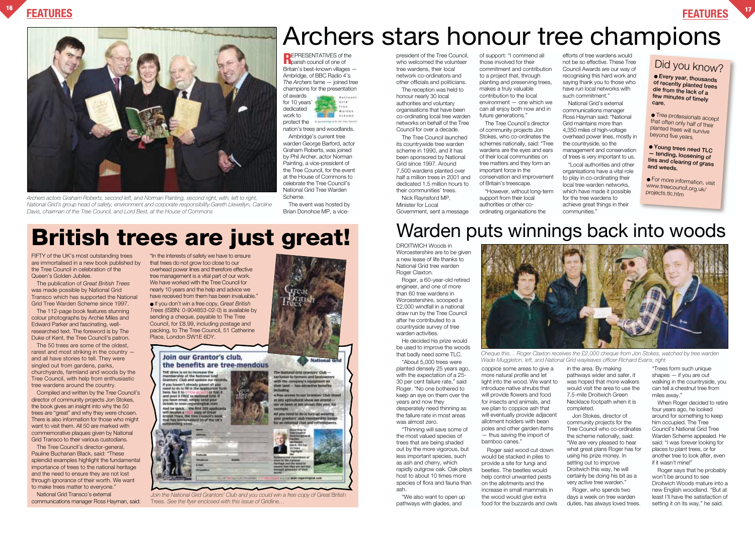# Archers stars honour tree champions

*Archers actors Graham Roberts, second left, and Norman Painting, second right, with, left to right, National Grid's group head of safety, environment and corporate responsibility Gareth Llewellyn, Caroline Davis, chairman of the Tree Council, and Lord Best, at the House of Commons*

REPRESENTATIVES of the parish council of one of Britain's best-known villages – Ambridge, of BBC Radio 4's *The Archers* fame – joined tree champions for the presentation of awards for 10 years' dedicated work to protect the nation's trees and woodlands.

Ambridge's current tree warden George Barford, actor Graham Roberts, was joined by Phil Archer, actor Norman Painting, a vice-president of the Tree Council, for the event at the House of Commons to celebrate the Tree Council's National Grid Tree Warden Scheme.

The event was hosted by Brian Donohoe MP, a vice-president of the Tree Council, who welcomed the volunteer tree wardens, their local network co-ordinators and other officials and politicians.

The reception was held to honour nearly 30 local authorities and voluntary organisations that have been co-ordinating local tree warden networks on behalf of the Tree Council for over a decade.

The Tree Council launched its countrywide tree warden scheme in 1990, and it has been sponsored by National Grid since 1997. Around 7,500 wardens planted over half a million trees in 2001 and dedicated 1.5 million hours to their communities' trees.

Nick Raynsford MP, Minister for Local Government, sent a message of support: "I commend all those involved for their commitment and contribution to a project that, through planting and preserving trees, makes a truly valuable contribution to the local environment – one which we can all enjoy both now and in future generations."

The Tree Council's director of community projects Jon Stokes, who co-ordinates the schemes nationally, said: "Tree wardens are the eyes and ears of their local communities on tree matters and they form an important force in the conservation and improvement of Britain's treescape.

"However, without long-term support from their local authorities or other co-ordinating organisations the efforts of tree wardens would not be so effective. These Tree Council Awards are our way of recognising this hard work and saying thank you to those who have run local networks with such commitment."

National Grid's external communications manager Ross Hayman said: "National Grid maintains more than 4,350 miles of high-voltage overhead power lines, mostly in the countryside, so the management and conservation of trees is very important to us.

"Local authorities and other organisations have a vital role to play in co-ordinating their local tree warden networks, which have made it possible for the tree wardens to achieve great things in their communities."

## Did you know?

- **Every year, thousands of recently planted trees die from the lack of a few minutes of timely care.**
- Tree professionals accept that often only half of their planted trees will survive beyond five years.
- **Young trees need TLC – tending, loosening of ties and clearing of grass and weeds.**
- For more information, visit www.treecouncil.org.uk/projects.tlc.htm

# British trees are just great!

FIFTY of the UK's most outstanding trees are immortalised in a new book published by the Tree Council in celebration of the Queen's Golden Jubilee.

The publication of *Great British Trees* was made possible by National Grid Transco which has supported the National Grid Tree Warden Scheme since 1997.

The 112-page book features stunning colour photographs by Archie Miles and Edward Parker and fascinating, well-researched text. The foreword is by The Duke of Kent, the Tree Council's patron.

The 50 trees are some of the oldest, rarest and most striking in the country – and all have stories to tell. They were singled out from gardens, parks, churchyards, farmland and woods by the Tree Council, with help from enthusiastic tree wardens around the country.

Compiled and written by the Tree Council's director of community projects Jon Stokes, the book gives an insight into why the 50 trees are "great" and why they were chosen. There is also information for those who might want to visit them. All 50 are marked with commemorative plaques given by National Grid Transco to their various custodians.

The Tree Council's director-general, Pauline Buchanan Black, said: "These splendid examples highlight the fundamental importance of trees to the national heritage and the need to ensure they are not lost through ignorance of their worth. We want to make trees matter to everyone."

National Grid Transco's external communications manager Ross Hayman, said: "In the interests of safety we have to ensure that trees do not grow too close to our overhead power lines and therefore effective tree management is a vital part of our work. We have worked with the Tree Council for nearly 10 years and the help and advice we have received from them has been invaluable."

- If you don't win a free copy, *Great British Trees* (ISBN: 0-904853-02-0) is available by sending a cheque, payable to The Tree Council, for £8.99, including postage and packing, to The Tree Council, 51 Catherine Place, London SW1E 6DY.

*Join the National Grid Grantors' Club and you could win a free copy of* Great British Trees. *See the flyer enclosed with this issue of Gridline...*

# Warden puts winnings back into woods

DROITWICH Woods in Worcestershire are to be given a new lease of life thanks to National Grid tree warden Roger Claxton.

Roger, a 60-year-old retired engineer, and one of more than 60 tree wardens in Worcestershire, scooped a £2,000 windfall in a national draw run by the Tree Council after he contributed to a countryside survey of tree warden activities.

He decided his prize would be used to improve the woods that badly need some TLC.

"About 5,000 trees were planted densely 25 years ago, with the expectation of a 25-30 per cent failure rate," said Roger. "No one bothered to keep an eye on them over the years and now they desperately need thinning as the failure rate in most areas was almost zero.

"Thinning will save some of the most valued species of trees that are being shaded out by the more vigorous, but less important species, such as ash and cherry, which rapidly outgrow oak. Oak plays host to about 10 times more species of flora and fauna than ash.

"We also want to open up pathways with glades, and coppice some areas to give a more natural profile and let light into the wood. We want to introduce native shrubs that will provide flowers and food for insects and animals, and we plan to coppice ash that will eventually provide adjacent allotment holders with bean poles and other garden items – thus saving the import of bamboo canes."

Roger said wood cut down would be stacked in piles to provide a site for fungi and beetles. The beetles would help control unwanted pests on the allotments and the increase in small mammals in the wood would give extra food for the buzzards and owls in the area. By making pathways wider and safer, it was hoped that more walkers would visit the area to use the 7.5-mile Droitwich Green Necklace footpath when it is completed.

Jon Stokes, director of community projects for the Tree Council who co-ordinates the scheme nationally, said: "We are very pleased to hear what great plans Roger has for using his prize money. In setting out to improve Droitwich this way, he will certainly be doing his bit as a very active tree warden."

Roger, who spends two days a week on tree warden duties, has always loved trees. "Trees form such unique shapes – if you are out walking in the countryside, you can tell a chestnut tree from miles away."

When Roger decided to retire four years ago, he looked around for something to keep him occupied. The Tree Council's National Grid Tree Warden Scheme appealed. He said: "I was forever looking for places to plant trees, or for another tree to look after, even if it wasn't mine!"

Roger says that he probably won't be around to see Droitwich Woods mature into a new English woodland. "But at least I'll have the satisfaction of setting it on its way," he said.

*Cheque this... Roger Claxton receives the £2,000 cheque from Jon Stokes, watched by tree warden Wade Muggleton, left, and National Grid wayleaves officer Richard Evans, right*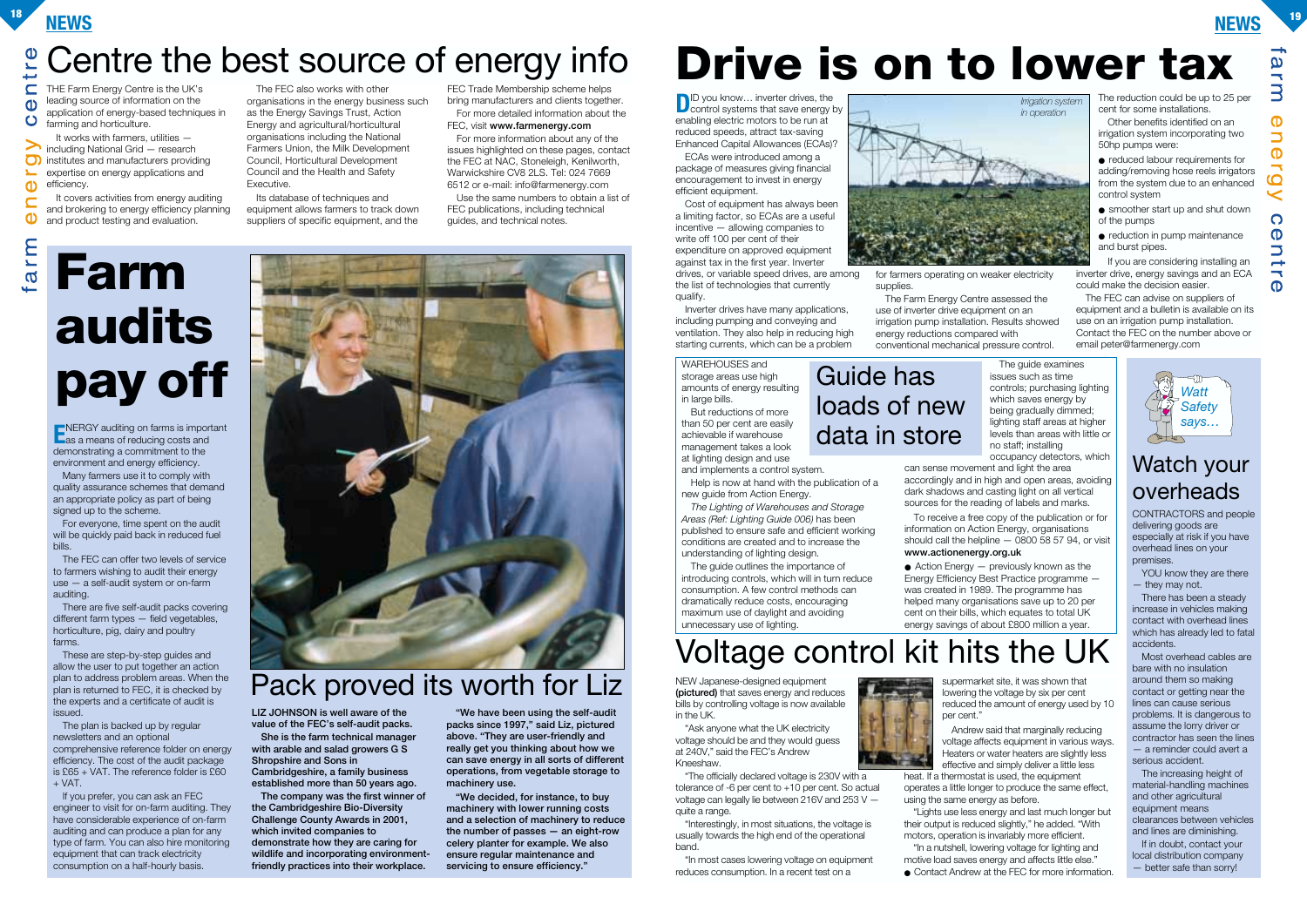# Centre the best source of energy info

THE Farm Energy Centre is the UK's leading source of information on the application of energy-based techniques in farming and horticulture.

It works with farmers, utilities — including National Grid — research institutes and manufacturers providing expertise on energy applications and efficiency.

It covers activities from energy auditing and brokering to energy efficiency planning and product testing and evaluation.

The FEC also works with other organisations in the energy business such as the Energy Savings Trust, Action Energy and agricultural/horticultural organisations including the National Farmers Union, the Milk Development Council, Horticultural Development Council and the Health and Safety Executive.

Its database of techniques and equipment allows farmers to track down suppliers of specific equipment, and the FEC Trade Membership scheme helps bring manufacturers and clients together.

For more detailed information about the FEC, visit **www.farmenergy.com**

For more information about any of the issues highlighted on these pages, contact the FEC at NAC, Stoneleigh, Kenilworth, Warwickshire CV8 2LS. Tel: 024 7669 6512 or e-mail: info@farmenergy.com

Use the same numbers to obtain a list of FEC publications, including technical guides, and technical notes.

# Farm audits pay off

ENERGY auditing on farms is important as a means of reducing costs and demonstrating a commitment to the environment and energy efficiency.

Many farmers use it to comply with quality assurance schemes that demand an appropriate policy as part of being signed up to the scheme.

For everyone, time spent on the audit will be quickly paid back in reduced fuel bills.

The FEC can offer two levels of service to farmers wishing to audit their energy use — a self-audit system or on-farm auditing.

There are five self-audit packs covering different farm types — field vegetables, horticulture, pig, dairy and poultry farms.

These are step-by-step guides and allow the user to put together an action plan to address problem areas. When the plan is returned to FEC, it is checked by the experts and a certificate of audit is issued.

The plan is backed up by regular newsletters and an optional comprehensive reference folder on energy efficiency. The cost of the audit package is £65 + VAT. The reference folder is £60 + VAT.

If you prefer, you can ask an FEC engineer to visit for on-farm auditing. They have considerable experience of on-farm auditing and can produce a plan for any type of farm. You can also hire monitoring equipment that can track electricity consumption on a half-hourly basis.

## Pack proved its worth for Liz

**LIZ JOHNSON is well aware of the value of the FEC's self-audit packs.**

**She is the farm technical manager with arable and salad growers G S Shropshire and Sons in Cambridgeshire, a family business established more than 50 years ago.**

**The company was the first winner of the Cambridgeshire Bio-Diversity Challenge County Awards in 2001, which invited companies to demonstrate how they are caring for wildlife and incorporating environment-friendly practices into their workplace.**

**"We have been using the self-audit packs since 1997," said Liz, pictured above. "They are user-friendly and really get you thinking about how we can save energy in all sorts of different operations, from vegetable storage to machinery use.**

**"We decided, for instance, to buy machinery with lower running costs and a selection of machinery to reduce the number of passes — an eight-row celery planter for example. We also ensure regular maintenance and servicing to ensure efficiency."**

# Drive is on to lower tax

DID you know… inverter drives, the control systems that save energy by enabling electric motors to be run at reduced speeds, attract tax-saving Enhanced Capital Allowances (ECAs)?

ECAs were introduced among a package of measures giving financial encouragement to invest in energy efficient equipment.

Cost of equipment has always been a limiting factor, so ECAs are a useful incentive — allowing companies to write off 100 per cent of their expenditure on approved equipment against tax in the first year. Inverter drives, or variable speed drives, are among the list of technologies that currently qualify.

Inverter drives have many applications, including pumping and conveying and ventilation. They also help in reducing high starting currents, which can be a problem for farmers operating on weaker electricity supplies.

*Irrigation system in operation*

The Farm Energy Centre assessed the use of inverter drive equipment on an irrigation pump installation. Results showed energy reductions compared with conventional mechanical pressure control.

The reduction could be up to 25 per cent for some installations.

Other benefits identified on an irrigation system incorporating two 50hp pumps were:

- reduced labour requirements for adding/removing hose reels irrigators from the system due to an enhanced control system
- smoother start up and shut down of the pumps
- reduction in pump maintenance and burst pipes.

If you are considering installing an inverter drive, energy savings and an ECA could make the decision easier.

The FEC can advise on suppliers of equipment and a bulletin is available on its use on an irrigation pump installation. Contact the FEC on the number above or email peter@farmenergy.com

## Guide has loads of new data in store

WAREHOUSES and storage areas use high amounts of energy resulting in large bills.

But reductions of more than 50 per cent are easily achievable if warehouse management takes a look at lighting design and use and implements a control system.

Help is now at hand with the publication of a new guide from Action Energy.

*The Lighting of Warehouses and Storage Areas (Ref: Lighting Guide 006)* has been published to ensure safe and efficient working conditions are created and to increase the understanding of lighting design.

The guide outlines the importance of introducing controls, which will in turn reduce consumption. A few control methods can dramatically reduce costs, encouraging maximum use of daylight and avoiding unnecessary use of lighting.

The guide examines issues such as time controls; purchasing lighting which saves energy by being gradually dimmed; lighting staff areas at higher levels than areas with little or no staff; installing occupancy detectors, which can sense movement and light the area accordingly and in high and open areas, avoiding dark shadows and casting light on all vertical sources for the reading of labels and marks.

To receive a free copy of the publication or for information on Action Energy, organisations should call the helpline — 0800 58 57 94, or visit **www.actionenergy.org.uk**

- Action Energy — previously known as the Energy Efficiency Best Practice programme — was created in 1989. The programme has helped many organisations save up to 20 per cent on their bills, which equates to total UK energy savings of about £800 million a year.

## Voltage control kit hits the UK

NEW Japanese-designed equipment **(pictured)** that saves energy and reduces bills by controlling voltage is now available in the UK.

"Ask anyone what the UK electricity voltage should be and they would guess at 240V," said the FEC's Andrew Kneeshaw.

"The officially declared voltage is 230V with a tolerance of -6 per cent to +10 per cent. So actual voltage can legally lie between 216V and 253 V — quite a range.

"Interestingly, in most situations, the voltage is usually towards the high end of the operational band.

"In most cases lowering voltage on equipment reduces consumption. In a recent test on a supermarket site, it was shown that lowering the voltage by six per cent reduced the amount of energy used by 10 per cent."

Andrew said that marginally reducing voltage affects equipment in various ways. Heaters or water heaters are slightly less effective and simply deliver a little less heat. If a thermostat is used, the equipment operates a little longer to produce the same effect, using the same energy as before.

"Lights use less energy and last much longer but their output is reduced slightly," he added. "With motors, operation is invariably more efficient.

"In a nutshell, lowering voltage for lighting and motive load saves energy and affects little else."

- Contact Andrew at the FEC for more information.

*Watt Safety says…*

## Watch your overheads

CONTRACTORS and people delivering goods are especially at risk if you have overhead lines on your premises.

YOU know they are there — they may not.

There has been a steady increase in vehicles making contact with overhead lines which has already led to fatal accidents.

Most overhead cables are bare with no insulation around them so making contact or getting near the lines can cause serious problems. It is dangerous to assume the lorry driver or contractor has seen the lines — a reminder could avert a serious accident.

The increasing height of material-handling machines and other agricultural equipment means clearances between vehicles and lines are diminishing.

If in doubt, contact your local distribution company — better safe than sorry!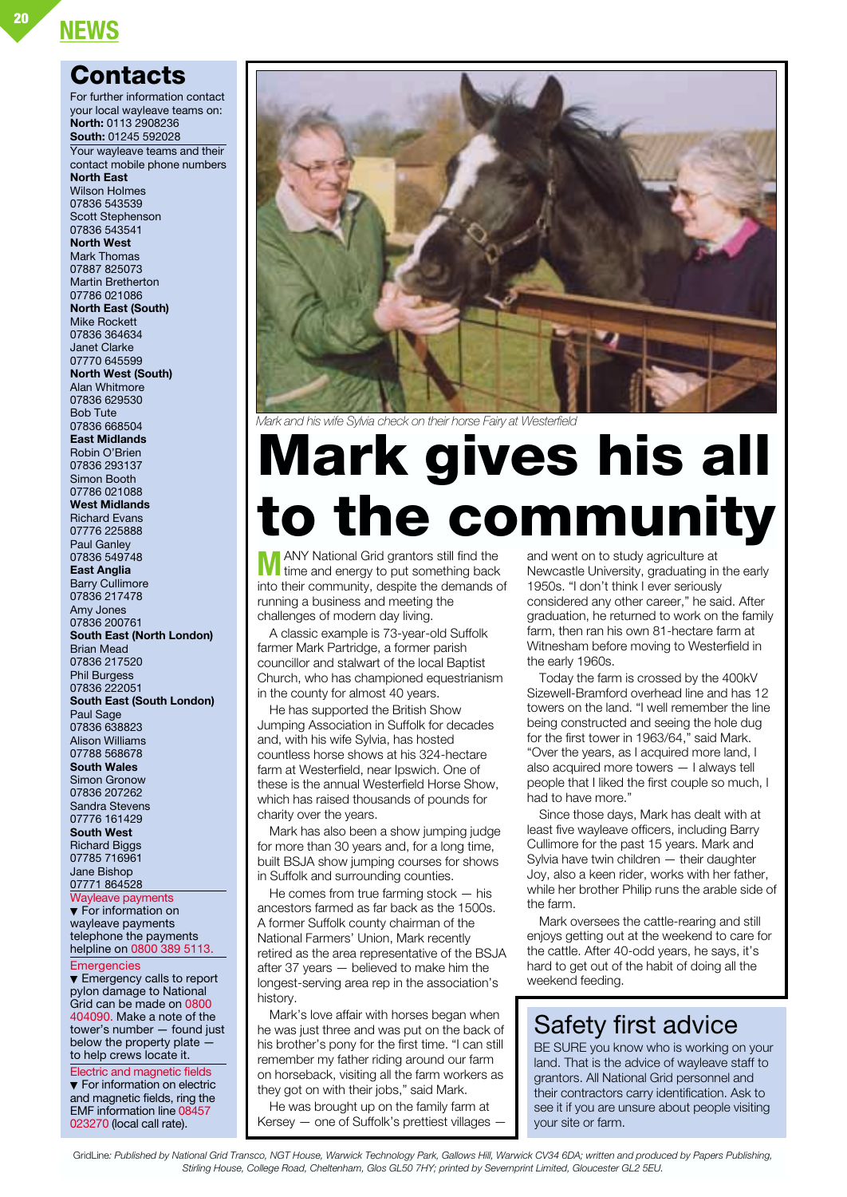## Contacts

For further information contact your local wayleave teams on:
**North:** 0113 2908236
**South:** 01245 592028

Your wayleave teams and their contact mobile phone numbers

**North East**
Wilson Holmes
07836 543539
Scott Stephenson
07836 543541

**North West**
Mark Thomas
07887 825073
Martin Bretherton
07786 021086

**North East (South)**
Mike Rockett
07836 364634
Janet Clarke
07770 645599

**North West (South)**
Alan Whitmore
07836 629530
Bob Tute
07836 668504

**East Midlands**
Robin O'Brien
07836 293137
Simon Booth
07786 021088

**West Midlands**
Richard Evans
07776 225888
Paul Ganley
07836 549748

**East Anglia**
Barry Cullimore
07836 217478
Amy Jones
07836 200761

**South East (North London)**
Brian Mead
07836 217520
Phil Burgess
07836 222051

**South East (South London)**
Paul Sage
07836 638823
Alison Williams
07788 568678

**South Wales**
Simon Gronow
07836 207262
Sandra Stevens
07776 161429

**South West**
Richard Biggs
07785 716961
Jane Bishop
07771 864528

Wayleave payments
▼ For information on wayleave payments telephone the payments helpline on 0800 389 5113.

Emergencies
▼ Emergency calls to report pylon damage to National Grid can be made on 0800 404090. Make a note of the tower's number — found just below the property plate — to help crews locate it.

Electric and magnetic fields
▼ For information on electric and magnetic fields, ring the EMF information line 08457 023270 (local call rate).

*Mark and his wife Sylvia check on their horse Fairy at Westerfield*

# Mark gives his all to the community

MANY National Grid grantors still find the time and energy to put something back into their community, despite the demands of running a business and meeting the challenges of modern day living.

A classic example is 73-year-old Suffolk farmer Mark Partridge, a former parish councillor and stalwart of the local Baptist Church, who has championed equestrianism in the county for almost 40 years.

He has supported the British Show Jumping Association in Suffolk for decades and, with his wife Sylvia, has hosted countless horse shows at his 324-hectare farm at Westerfield, near Ipswich. One of these is the annual Westerfield Horse Show, which has raised thousands of pounds for charity over the years.

Mark has also been a show jumping judge for more than 30 years and, for a long time, built BSJA show jumping courses for shows in Suffolk and surrounding counties.

He comes from true farming stock — his ancestors farmed as far back as the 1500s. A former Suffolk county chairman of the National Farmers' Union, Mark recently retired as the area representative of the BSJA after 37 years — believed to make him the longest-serving area rep in the association's history.

Mark's love affair with horses began when he was just three and was put on the back of his brother's pony for the first time. "I can still remember my father riding around our farm on horseback, visiting all the farm workers as they got on with their jobs," said Mark.

He was brought up on the family farm at Kersey — one of Suffolk's prettiest villages — and went on to study agriculture at Newcastle University, graduating in the early 1950s. "I don't think I ever seriously considered any other career," he said. After graduation, he returned to work on the family farm, then ran his own 81-hectare farm at Witnesham before moving to Westerfield in the early 1960s.

Today the farm is crossed by the 400kV Sizewell-Bramford overhead line and has 12 towers on the land. "I well remember the line being constructed and seeing the hole dug for the first tower in 1963/64," said Mark. "Over the years, as I acquired more land, I also acquired more towers — I always tell people that I liked the first couple so much, I had to have more."

Since those days, Mark has dealt with at least five wayleave officers, including Barry Cullimore for the past 15 years. Mark and Sylvia have twin children — their daughter Joy, also a keen rider, works with her father, while her brother Philip runs the arable side of the farm.

Mark oversees the cattle-rearing and still enjoys getting out at the weekend to care for the cattle. After 40-odd years, he says, it's hard to get out of the habit of doing all the weekend feeding.

## Safety first advice

BE SURE you know who is working on your land. That is the advice of wayleave staff to grantors. All National Grid personnel and their contractors carry identification. Ask to see it if you are unsure about people visiting your site or farm.

GridLine: *Published by National Grid Transco, NGT House, Warwick Technology Park, Gallows Hill, Warwick CV34 6DA; written and produced by Papers Publishing, Stirling House, College Road, Cheltenham, Glos GL50 7HY; printed by Severnprint Limited, Gloucester GL2 5EU.*